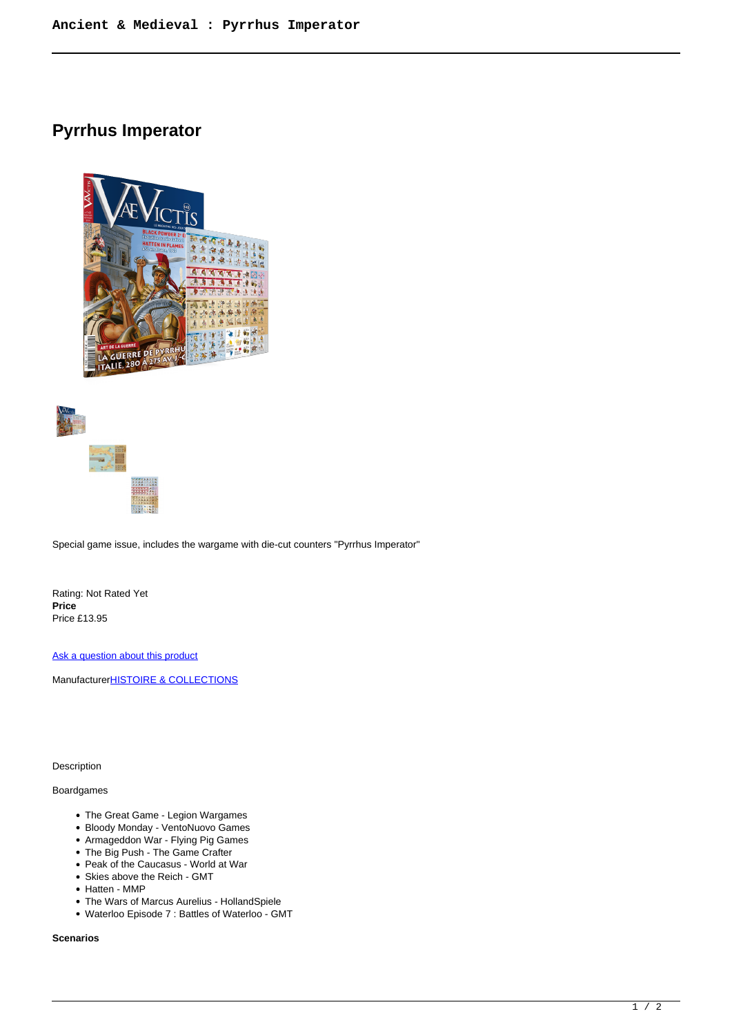# Pyrrhus Imperator

Special game issue, includes the wargame with die-cut counters "Pyrrhus Imperator"

Rating: Not Rated Yet
**Price**
Price £13.95

Ask a question about this product

ManufacturerHISTOIRE & COLLECTIONS

Description

Boardgames

- The Great Game - Legion Wargames
- Bloody Monday - VentoNuovo Games
- Armageddon War - Flying Pig Games
- The Big Push - The Game Crafter
- Peak of the Caucasus - World at War
- Skies above the Reich - GMT
- Hatten - MMP
- The Wars of Marcus Aurelius - HollandSpiele
- Waterloo Episode 7 : Battles of Waterloo - GMT

**Scenarios**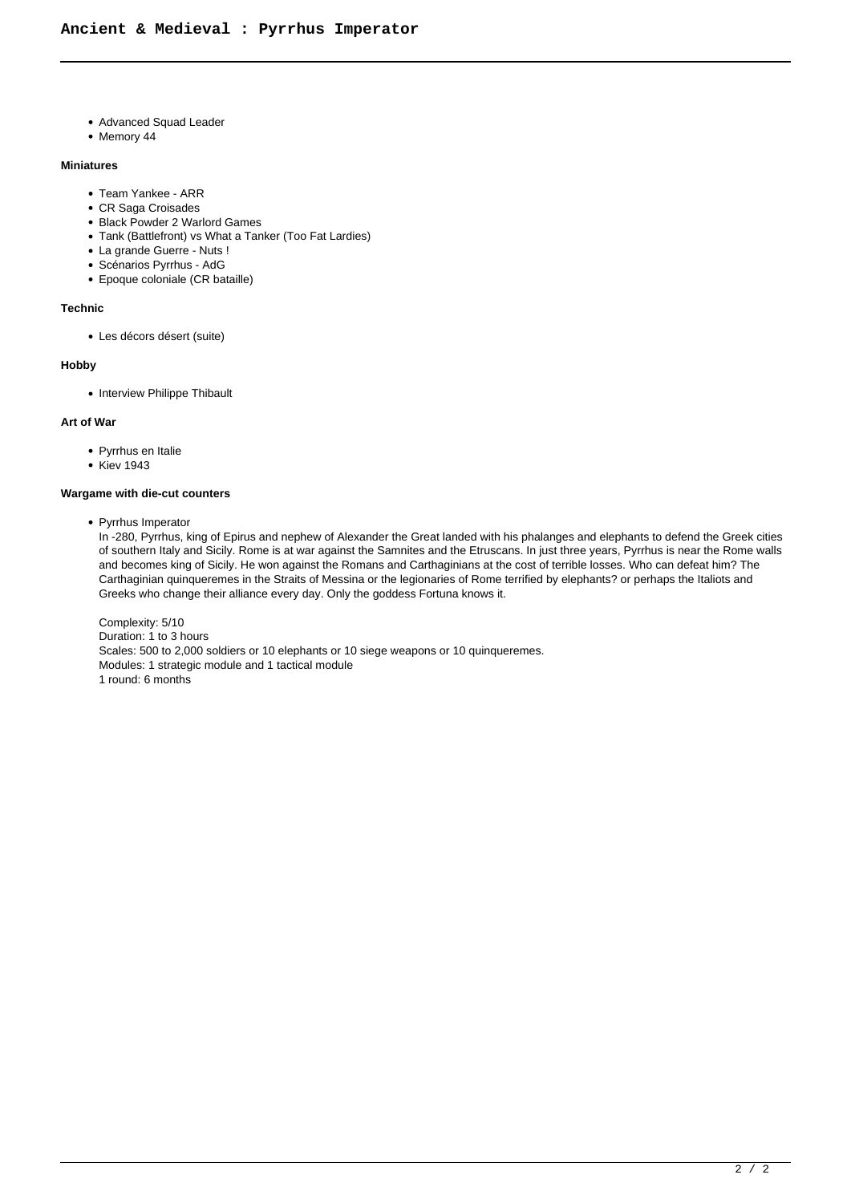- Advanced Squad Leader
- Memory 44

**Miniatures**

- Team Yankee - ARR
- CR Saga Croisades
- Black Powder 2 Warlord Games
- Tank (Battlefront) vs What a Tanker (Too Fat Lardies)
- La grande Guerre - Nuts !
- Scénarios Pyrrhus - AdG
- Epoque coloniale (CR bataille)

**Technic**

- Les décors désert (suite)

**Hobby**

- Interview Philippe Thibault

**Art of War**

- Pyrrhus en Italie
- Kiev 1943

**Wargame with die-cut counters**

- Pyrrhus Imperator

  In -280, Pyrrhus, king of Epirus and nephew of Alexander the Great landed with his phalanges and elephants to defend the Greek cities of southern Italy and Sicily. Rome is at war against the Samnites and the Etruscans. In just three years, Pyrrhus is near the Rome walls and becomes king of Sicily. He won against the Romans and Carthaginians at the cost of terrible losses. Who can defeat him? The Carthaginian quinqueremes in the Straits of Messina or the legionaries of Rome terrified by elephants? or perhaps the Italiots and Greeks who change their alliance every day. Only the goddess Fortuna knows it.

  Complexity: 5/10
  Duration: 1 to 3 hours
  Scales: 500 to 2,000 soldiers or 10 elephants or 10 siege weapons or 10 quinqueremes.
  Modules: 1 strategic module and 1 tactical module
  1 round: 6 months